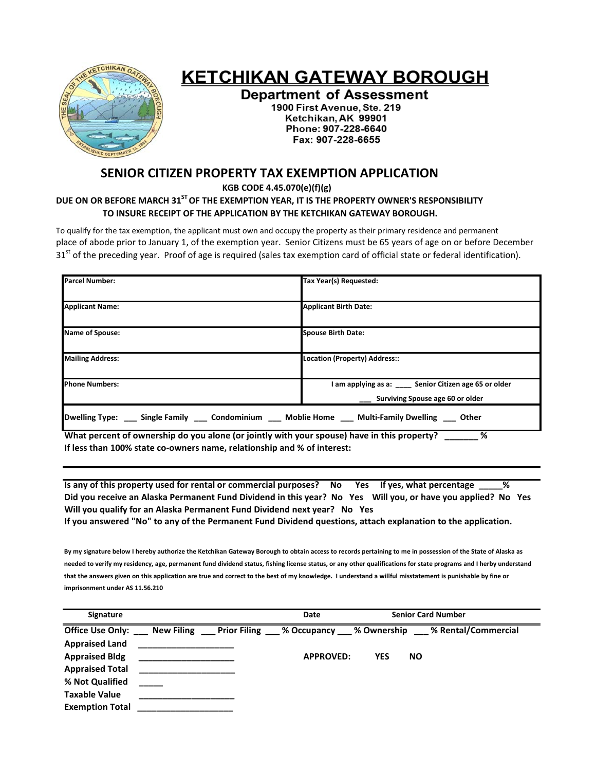# KETCHIKAN GATEWAY BOROUGH

**Department of Assessment**
1900 First Avenue, Ste. 219
Ketchikan, AK 99901
Phone: 907-228-6640
Fax: 907-228-6655

## SENIOR CITIZEN PROPERTY TAX EXEMPTION APPLICATION

**KGB CODE 4.45.070(e)(f)(g)**

**DUE ON OR BEFORE MARCH 31ST OF THE EXEMPTION YEAR, IT IS THE PROPERTY OWNER'S RESPONSIBILITY TO INSURE RECEIPT OF THE APPLICATION BY THE KETCHIKAN GATEWAY BOROUGH.**

To qualify for the tax exemption, the applicant must own and occupy the property as their primary residence and permanent place of abode prior to January 1, of the exemption year. Senior Citizens must be 65 years of age on or before December 31st of the preceding year. Proof of age is required (sales tax exemption card of official state or federal identification).

| | |
|---|---|
| **Parcel Number:** | **Tax Year(s) Requested:** |
| **Applicant Name:** | **Applicant Birth Date:** |
| **Name of Spouse:** | **Spouse Birth Date:** |
| **Mailing Address:** | **Location (Property) Address::** |
| **Phone Numbers:** | **I am applying as a: \_\_\_\_ Senior Citizen age 65 or older**<br>**\_\_\_ Surviving Spouse age 60 or older** |
| **Dwelling Type: \_\_\_ Single Family \_\_\_ Condominium \_\_\_ Moblie Home \_\_\_ Multi-Family Dwelling \_\_\_ Other** | |

**What percent of ownership do you alone (or jointly with your spouse) have in this property? _______ %**

**If less than 100% state co-owners name, relationship and % of interest:**

---

**Is any of this property used for rental or commercial purposes? No Yes If yes, what percentage _____%**

**Did you receive an Alaska Permanent Fund Dividend in this year? No Yes Will you, or have you applied? No Yes**

**Will you qualify for an Alaska Permanent Fund Dividend next year? No Yes**

**If you answered "No" to any of the Permanent Fund Dividend questions, attach explanation to the application.**

**By my signature below I hereby authorize the Ketchikan Gateway Borough to obtain access to records pertaining to me in possession of the State of Alaska as needed to verify my residency, age, permanent fund dividend status, fishing license status, or any other qualifications for state programs and I herby understand that the answers given on this application are true and correct to the best of my knowledge. I understand a willful misstatement is punishable by fine or imprisonment under AS 11.56.210**

---

**Signature** **Date** **Senior Card Number**

**Office Use Only: ___ New Filing ___ Prior Filing ___ % Occupancy ___ % Ownership ___ % Rental/Commercial**

**Appraised Land** ____________________

**Appraised Bldg** ____________________ **APPROVED: YES NO**

**Appraised Total** ____________________

**% Not Qualified** _____

**Taxable Value** ____________________

**Exemption Total** ____________________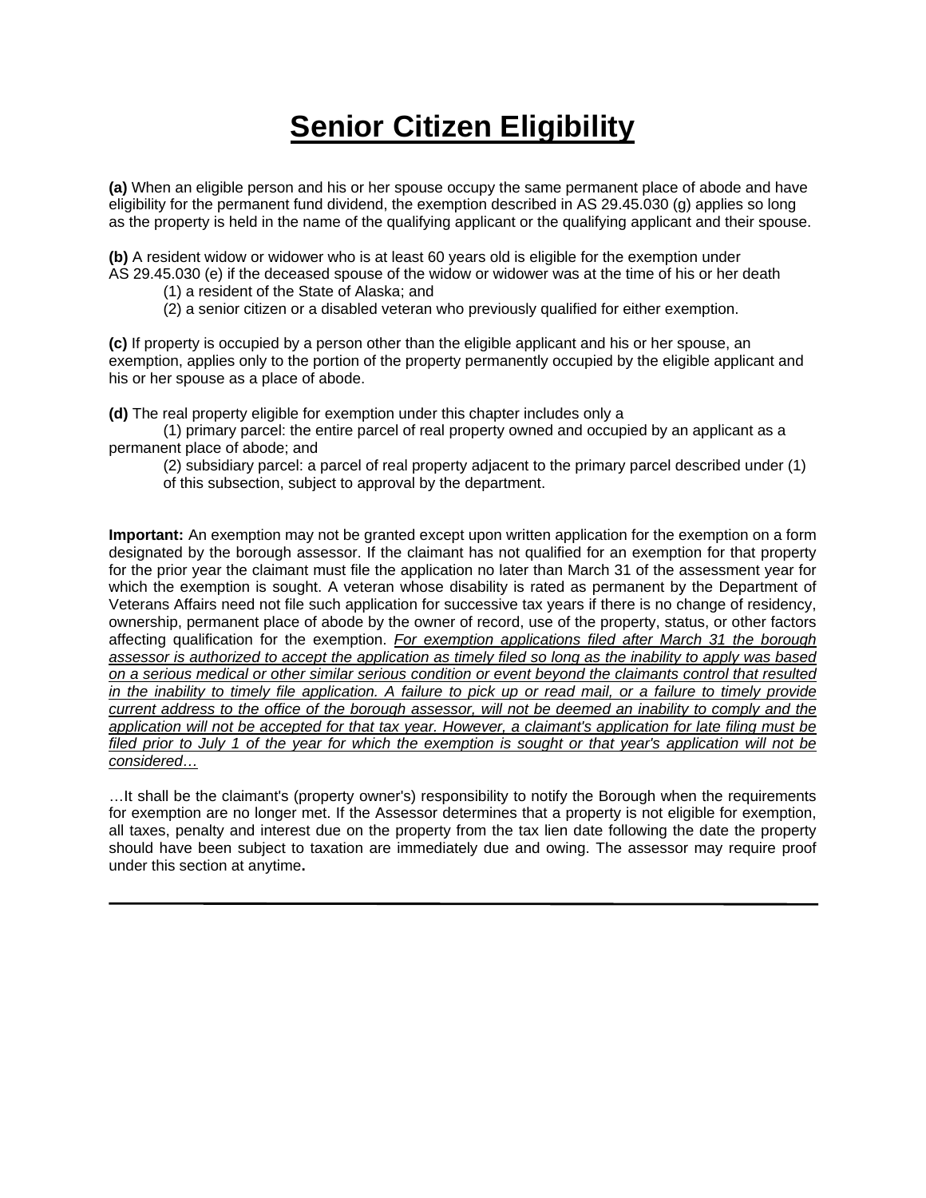# Senior Citizen Eligibility

**(a)** When an eligible person and his or her spouse occupy the same permanent place of abode and have eligibility for the permanent fund dividend, the exemption described in AS 29.45.030 (g) applies so long as the property is held in the name of the qualifying applicant or the qualifying applicant and their spouse.

**(b)** A resident widow or widower who is at least 60 years old is eligible for the exemption under AS 29.45.030 (e) if the deceased spouse of the widow or widower was at the time of his or her death

(1) a resident of the State of Alaska; and

(2) a senior citizen or a disabled veteran who previously qualified for either exemption.

**(c)** If property is occupied by a person other than the eligible applicant and his or her spouse, an exemption, applies only to the portion of the property permanently occupied by the eligible applicant and his or her spouse as a place of abode.

**(d)** The real property eligible for exemption under this chapter includes only a

(1) primary parcel: the entire parcel of real property owned and occupied by an applicant as a permanent place of abode; and

(2) subsidiary parcel: a parcel of real property adjacent to the primary parcel described under (1) of this subsection, subject to approval by the department.

**Important:** An exemption may not be granted except upon written application for the exemption on a form designated by the borough assessor. If the claimant has not qualified for an exemption for that property for the prior year the claimant must file the application no later than March 31 of the assessment year for which the exemption is sought. A veteran whose disability is rated as permanent by the Department of Veterans Affairs need not file such application for successive tax years if there is no change of residency, ownership, permanent place of abode by the owner of record, use of the property, status, or other factors affecting qualification for the exemption. *For exemption applications filed after March 31 the borough assessor is authorized to accept the application as timely filed so long as the inability to apply was based on a serious medical or other similar serious condition or event beyond the claimants control that resulted in the inability to timely file application. A failure to pick up or read mail, or a failure to timely provide current address to the office of the borough assessor, will not be deemed an inability to comply and the application will not be accepted for that tax year. However, a claimant's application for late filing must be filed prior to July 1 of the year for which the exemption is sought or that year's application will not be considered…*

…It shall be the claimant's (property owner's) responsibility to notify the Borough when the requirements for exemption are no longer met. If the Assessor determines that a property is not eligible for exemption, all taxes, penalty and interest due on the property from the tax lien date following the date the property should have been subject to taxation are immediately due and owing. The assessor may require proof under this section at anytime**.**